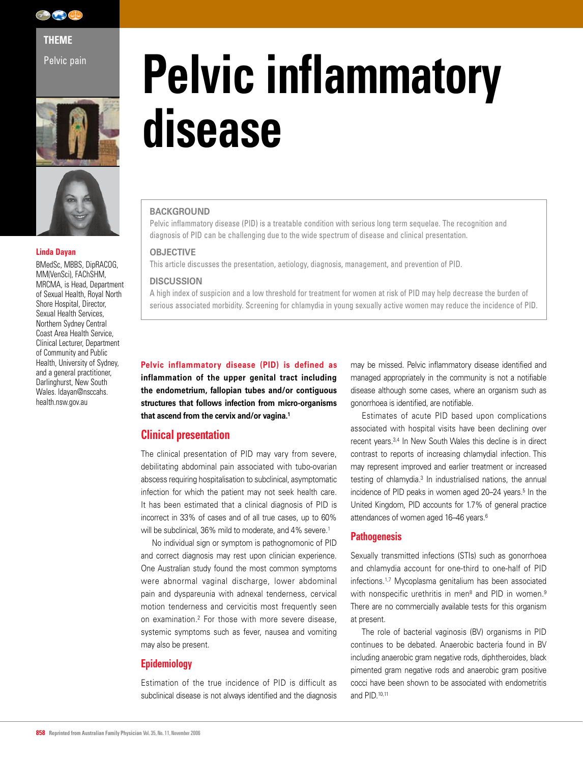THEME

Pelvic pain

# Pelvic inflammatory disease

**Linda Dayan**

BMedSc, MBBS, DipRACOG, MM(VenSci), FAChSHM, MRCMA, is Head, Department of Sexual Health, Royal North Shore Hospital, Director, Sexual Health Services, Northern Sydney Central Coast Area Health Service, Clinical Lecturer, Department of Community and Public Health, University of Sydney, and a general practitioner, Darlinghurst, New South Wales. ldayan@nsccahs.health.nsw.gov.au

## BACKGROUND

Pelvic inflammatory disease (PID) is a treatable condition with serious long term sequelae. The recognition and diagnosis of PID can be challenging due to the wide spectrum of disease and clinical presentation.

## OBJECTIVE

This article discusses the presentation, aetiology, diagnosis, management, and prevention of PID.

## DISCUSSION

A high index of suspicion and a low threshold for treatment for women at risk of PID may help decrease the burden of serious associated morbidity. Screening for chlamydia in young sexually active women may reduce the incidence of PID.

**Pelvic inflammatory disease (PID) is defined as inflammation of the upper genital tract including the endometrium, fallopian tubes and/or contiguous structures that follows infection from micro-organisms that ascend from the cervix and/or vagina.[1]**

## Clinical presentation

The clinical presentation of PID may vary from severe, debilitating abdominal pain associated with tubo-ovarian abscess requiring hospitalisation to subclinical, asymptomatic infection for which the patient may not seek health care. It has been estimated that a clinical diagnosis of PID is incorrect in 33% of cases and of all true cases, up to 60% will be subclinical, 36% mild to moderate, and 4% severe.[1]

No individual sign or symptom is pathognomonic of PID and correct diagnosis may rest upon clinician experience. One Australian study found the most common symptoms were abnormal vaginal discharge, lower abdominal pain and dyspareunia with adnexal tenderness, cervical motion tenderness and cervicitis most frequently seen on examination.[2] For those with more severe disease, systemic symptoms such as fever, nausea and vomiting may also be present.

## Epidemiology

Estimation of the true incidence of PID is difficult as subclinical disease is not always identified and the diagnosis may be missed. Pelvic inflammatory disease identified and managed appropriately in the community is not a notifiable disease although some cases, where an organism such as gonorrhoea is identified, are notifiable.

Estimates of acute PID based upon complications associated with hospital visits have been declining over recent years.[3,4] In New South Wales this decline is in direct contrast to reports of increasing chlamydial infection. This may represent improved and earlier treatment or increased testing of chlamydia.[3] In industrialised nations, the annual incidence of PID peaks in women aged 20–24 years.[5] In the United Kingdom, PID accounts for 1.7% of general practice attendances of women aged 16–46 years.[6]

## Pathogenesis

Sexually transmitted infections (STIs) such as gonorrhoea and chlamydia account for one-third to one-half of PID infections.[1,7] Mycoplasma genitalium has been associated with nonspecific urethritis in men[8] and PID in women.[9] There are no commercially available tests for this organism at present.

The role of bacterial vaginosis (BV) organisms in PID continues to be debated. Anaerobic bacteria found in BV including anaerobic gram negative rods, diphtheroides, black pimented gram negative rods and anaerobic gram positive cocci have been shown to be associated with endometritis and PID.[10,11]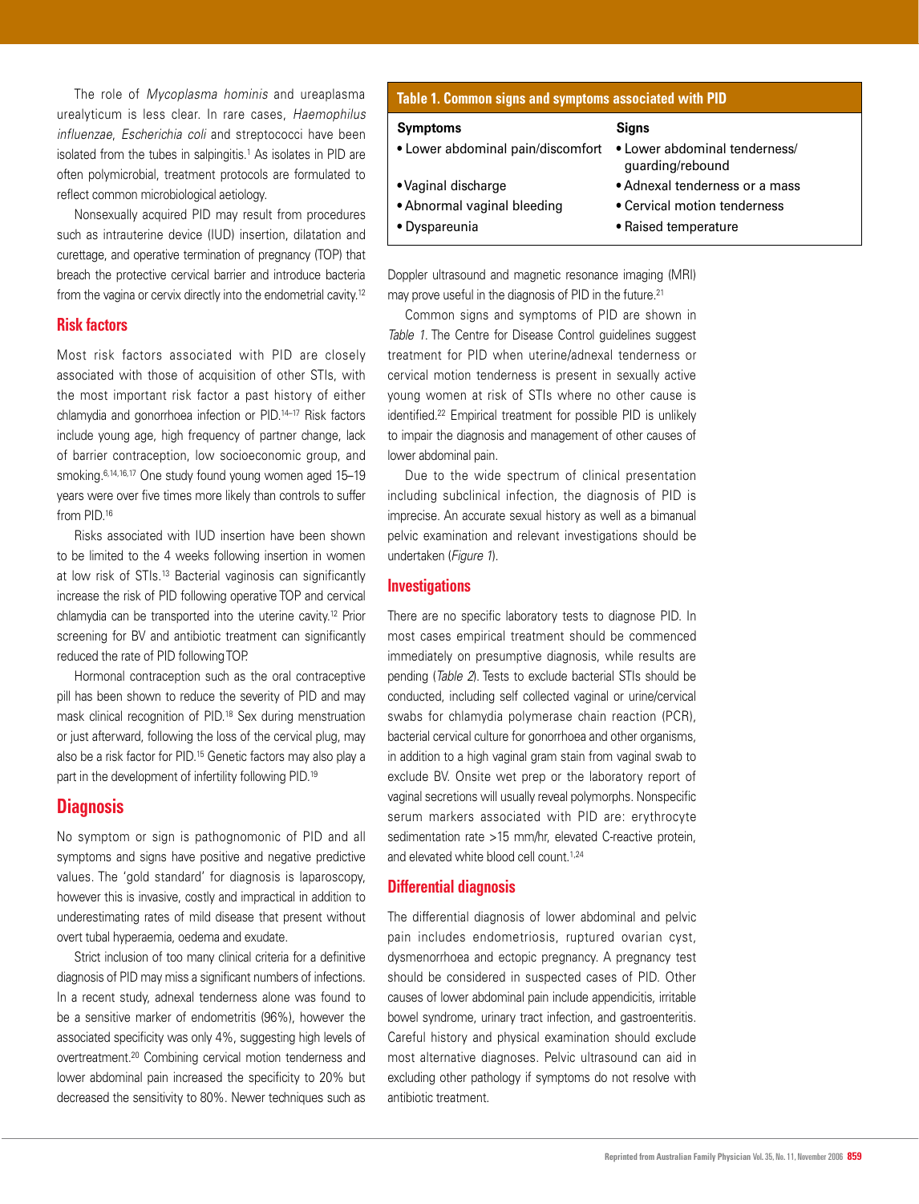The role of *Mycoplasma hominis* and ureaplasma urealyticum is less clear. In rare cases, *Haemophilus influenzae*, *Escherichia coli* and streptococci have been isolated from the tubes in salpingitis.[1] As isolates in PID are often polymicrobial, treatment protocols are formulated to reflect common microbiological aetiology.

Nonsexually acquired PID may result from procedures such as intrauterine device (IUD) insertion, dilatation and curettage, and operative termination of pregnancy (TOP) that breach the protective cervical barrier and introduce bacteria from the vagina or cervix directly into the endometrial cavity.[12]

## Risk factors

Most risk factors associated with PID are closely associated with those of acquisition of other STIs, with the most important risk factor a past history of either chlamydia and gonorrhoea infection or PID.[14–17] Risk factors include young age, high frequency of partner change, lack of barrier contraception, low socioeconomic group, and smoking.[6,14,16,17] One study found young women aged 15–19 years were over five times more likely than controls to suffer from PID.[16]

Risks associated with IUD insertion have been shown to be limited to the 4 weeks following insertion in women at low risk of STIs.[13] Bacterial vaginosis can significantly increase the risk of PID following operative TOP and cervical chlamydia can be transported into the uterine cavity.[12] Prior screening for BV and antibiotic treatment can significantly reduced the rate of PID following TOP.

Hormonal contraception such as the oral contraceptive pill has been shown to reduce the severity of PID and may mask clinical recognition of PID.[18] Sex during menstruation or just afterward, following the loss of the cervical plug, may also be a risk factor for PID.[15] Genetic factors may also play a part in the development of infertility following PID.[19]

## Diagnosis

No symptom or sign is pathognomonic of PID and all symptoms and signs have positive and negative predictive values. The 'gold standard' for diagnosis is laparoscopy, however this is invasive, costly and impractical in addition to underestimating rates of mild disease that present without overt tubal hyperaemia, oedema and exudate.

Strict inclusion of too many clinical criteria for a definitive diagnosis of PID may miss a significant numbers of infections. In a recent study, adnexal tenderness alone was found to be a sensitive marker of endometritis (96%), however the associated specificity was only 4%, suggesting high levels of overtreatment.[20] Combining cervical motion tenderness and lower abdominal pain increased the specificity to 20% but decreased the sensitivity to 80%. Newer techniques such as Doppler ultrasound and magnetic resonance imaging (MRI) may prove useful in the diagnosis of PID in the future.[21]

**Table 1. Common signs and symptoms associated with PID**

| Symptoms | Signs |
|---|---|
| • Lower abdominal pain/discomfort | • Lower abdominal tenderness/ guarding/rebound |
| • Vaginal discharge | • Adnexal tenderness or a mass |
| • Abnormal vaginal bleeding | • Cervical motion tenderness |
| • Dyspareunia | • Raised temperature |

Common signs and symptoms of PID are shown in *Table 1*. The Centre for Disease Control guidelines suggest treatment for PID when uterine/adnexal tenderness or cervical motion tenderness is present in sexually active young women at risk of STIs where no other cause is identified.[22] Empirical treatment for possible PID is unlikely to impair the diagnosis and management of other causes of lower abdominal pain.

Due to the wide spectrum of clinical presentation including subclinical infection, the diagnosis of PID is imprecise. An accurate sexual history as well as a bimanual pelvic examination and relevant investigations should be undertaken (*Figure 1*).

## Investigations

There are no specific laboratory tests to diagnose PID. In most cases empirical treatment should be commenced immediately on presumptive diagnosis, while results are pending (*Table 2*). Tests to exclude bacterial STIs should be conducted, including self collected vaginal or urine/cervical swabs for chlamydia polymerase chain reaction (PCR), bacterial cervical culture for gonorrhoea and other organisms, in addition to a high vaginal gram stain from vaginal swab to exclude BV. Onsite wet prep or the laboratory report of vaginal secretions will usually reveal polymorphs. Nonspecific serum markers associated with PID are: erythrocyte sedimentation rate >15 mm/hr, elevated C-reactive protein, and elevated white blood cell count.[1,24]

## Differential diagnosis

The differential diagnosis of lower abdominal and pelvic pain includes endometriosis, ruptured ovarian cyst, dysmenorrhoea and ectopic pregnancy. A pregnancy test should be considered in suspected cases of PID. Other causes of lower abdominal pain include appendicitis, irritable bowel syndrome, urinary tract infection, and gastroenteritis. Careful history and physical examination should exclude most alternative diagnoses. Pelvic ultrasound can aid in excluding other pathology if symptoms do not resolve with antibiotic treatment.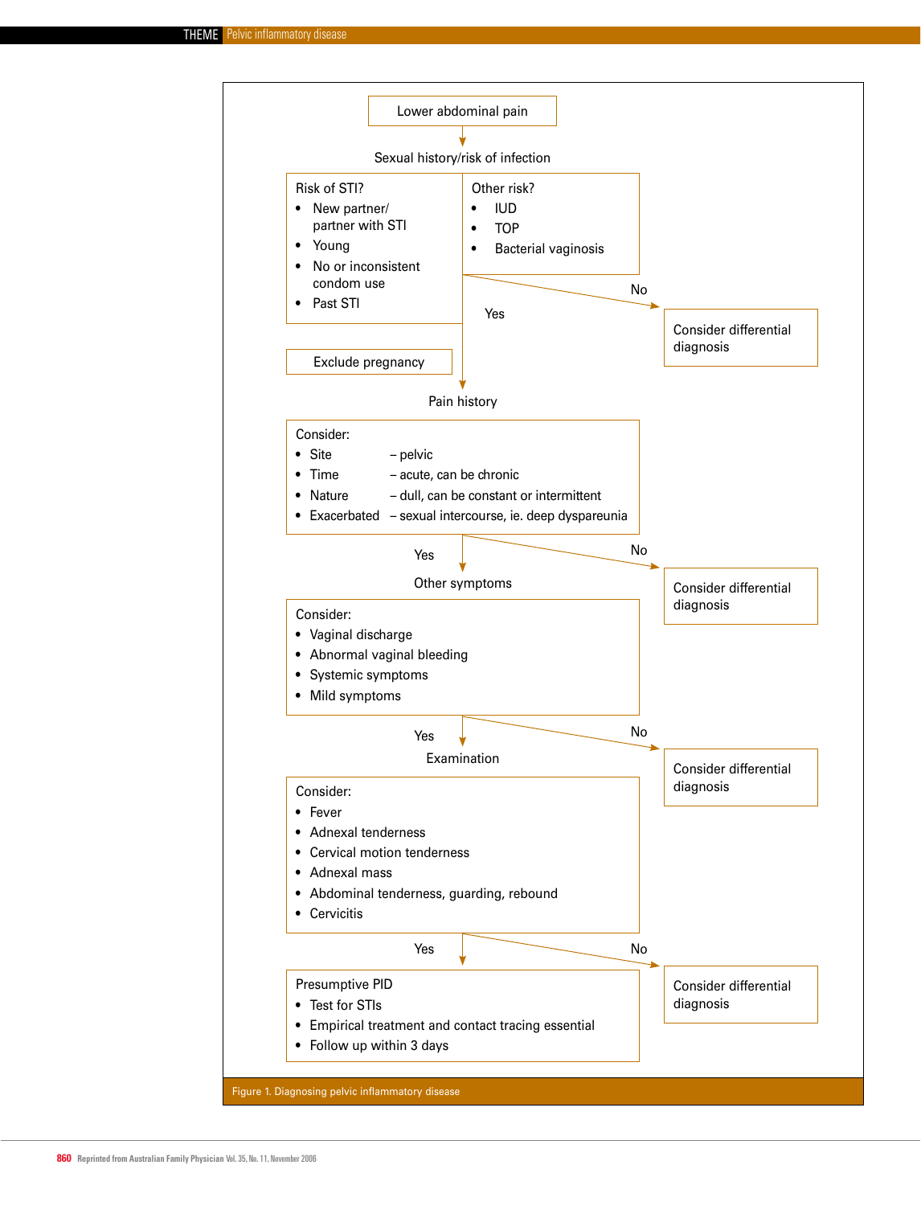Lower abdominal pain

↓

Sexual history/risk of infection

**Risk of STI?**
- New partner/ partner with STI
- Young
- No or inconsistent condom use
- Past STI

**Other risk?**
- IUD
- TOP
- Bacterial vaginosis

No → Consider differential diagnosis

Yes ↓

Exclude pregnancy

Pain history

Consider:
- Site – pelvic
- Time – acute, can be chronic
- Nature – dull, can be constant or intermittent
- Exacerbated – sexual intercourse, ie. deep dyspareunia

No → Consider differential diagnosis

Yes ↓

Other symptoms

Consider:
- Vaginal discharge
- Abnormal vaginal bleeding
- Systemic symptoms
- Mild symptoms

No → Consider differential diagnosis

Yes ↓

Examination

Consider:
- Fever
- Adnexal tenderness
- Cervical motion tenderness
- Adnexal mass
- Abdominal tenderness, guarding, rebound
- Cervicitis

No → Consider differential diagnosis

Yes ↓

Presumptive PID
- Test for STIs
- Empirical treatment and contact tracing essential
- Follow up within 3 days

Figure 1. Diagnosing pelvic inflammatory disease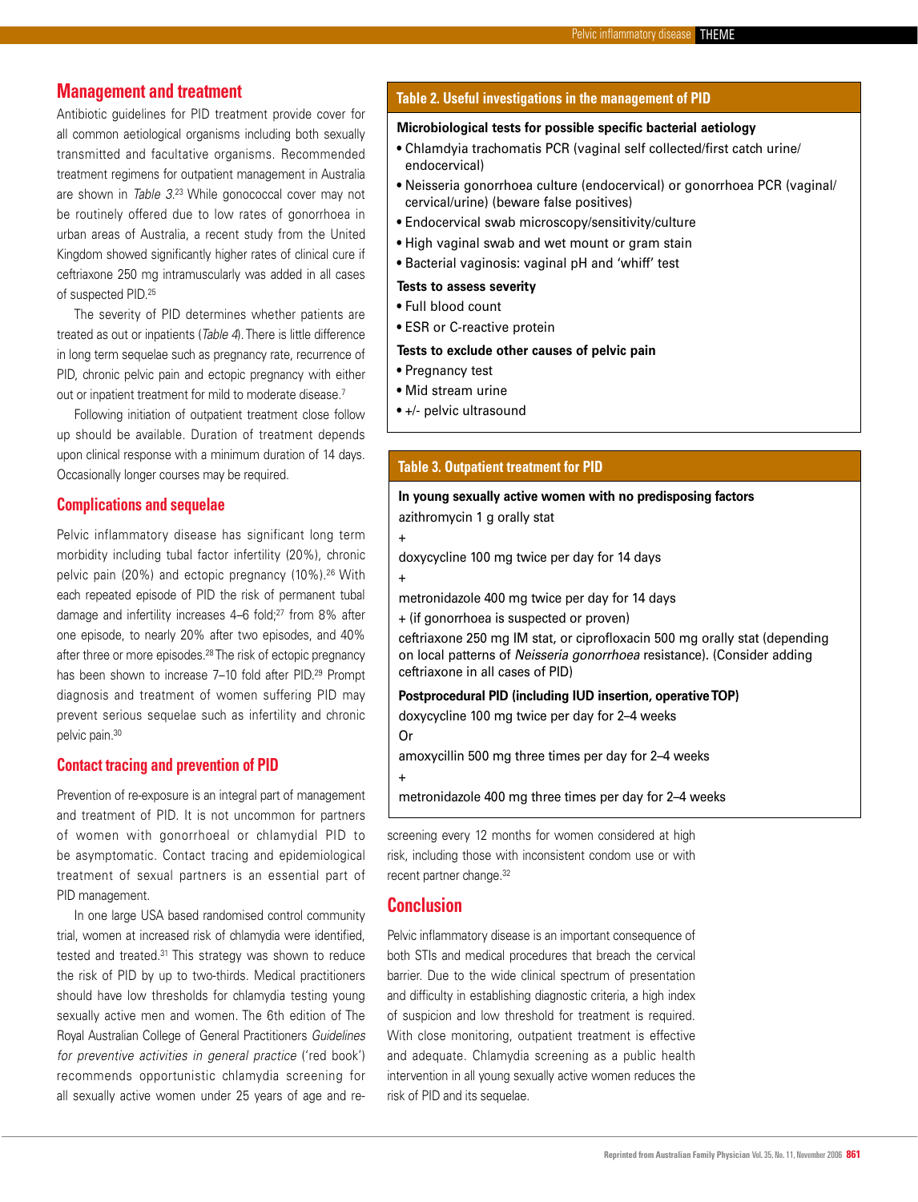## Management and treatment

Antibiotic guidelines for PID treatment provide cover for all common aetiological organisms including both sexually transmitted and facultative organisms. Recommended treatment regimens for outpatient management in Australia are shown in *Table 3*.[23] While gonococcal cover may not be routinely offered due to low rates of gonorrhoea in urban areas of Australia, a recent study from the United Kingdom showed significantly higher rates of clinical cure if ceftriaxone 250 mg intramuscularly was added in all cases of suspected PID.[25]

The severity of PID determines whether patients are treated as out or inpatients (*Table 4*). There is little difference in long term sequelae such as pregnancy rate, recurrence of PID, chronic pelvic pain and ectopic pregnancy with either out or inpatient treatment for mild to moderate disease.[7]

Following initiation of outpatient treatment close follow up should be available. Duration of treatment depends upon clinical response with a minimum duration of 14 days. Occasionally longer courses may be required.

## Complications and sequelae

Pelvic inflammatory disease has significant long term morbidity including tubal factor infertility (20%), chronic pelvic pain (20%) and ectopic pregnancy (10%).[26] With each repeated episode of PID the risk of permanent tubal damage and infertility increases 4–6 fold;[27] from 8% after one episode, to nearly 20% after two episodes, and 40% after three or more episodes.[28] The risk of ectopic pregnancy has been shown to increase 7–10 fold after PID.[29] Prompt diagnosis and treatment of women suffering PID may prevent serious sequelae such as infertility and chronic pelvic pain.[30]

## Contact tracing and prevention of PID

Prevention of re-exposure is an integral part of management and treatment of PID. It is not uncommon for partners of women with gonorrhoeal or chlamydial PID to be asymptomatic. Contact tracing and epidemiological treatment of sexual partners is an essential part of PID management.

In one large USA based randomised control community trial, women at increased risk of chlamydia were identified, tested and treated.[31] This strategy was shown to reduce the risk of PID by up to two-thirds. Medical practitioners should have low thresholds for chlamydia testing young sexually active men and women. The 6th edition of The Royal Australian College of General Practitioners *Guidelines for preventive activities in general practice* ('red book') recommends opportunistic chlamydia screening for all sexually active women under 25 years of age and re-screening every 12 months for women considered at high risk, including those with inconsistent condom use or with recent partner change.[32]

## Conclusion

Pelvic inflammatory disease is an important consequence of both STIs and medical procedures that breach the cervical barrier. Due to the wide clinical spectrum of presentation and difficulty in establishing diagnostic criteria, a high index of suspicion and low threshold for treatment is required. With close monitoring, outpatient treatment is effective and adequate. Chlamydia screening as a public health intervention in all young sexually active women reduces the risk of PID and its sequelae.

### Table 2. Useful investigations in the management of PID

**Microbiological tests for possible specific bacterial aetiology**

- Chlamdyia trachomatis PCR (vaginal self collected/first catch urine/endocervical)
- Neisseria gonorrhoea culture (endocervical) or gonorrhoea PCR (vaginal/cervical/urine) (beware false positives)
- Endocervical swab microscopy/sensitivity/culture
- High vaginal swab and wet mount or gram stain
- Bacterial vaginosis: vaginal pH and 'whiff' test

**Tests to assess severity**

- Full blood count
- ESR or C-reactive protein

**Tests to exclude other causes of pelvic pain**

- Pregnancy test
- Mid stream urine
- +/- pelvic ultrasound

### Table 3. Outpatient treatment for PID

**In young sexually active women with no predisposing factors**

azithromycin 1 g orally stat

+

doxycycline 100 mg twice per day for 14 days

+

metronidazole 400 mg twice per day for 14 days

+ (if gonorrhoea is suspected or proven)

ceftriaxone 250 mg IM stat, or ciprofloxacin 500 mg orally stat (depending on local patterns of *Neisseria gonorrhoea* resistance). (Consider adding ceftriaxone in all cases of PID)

**Postprocedural PID (including IUD insertion, operative TOP)**

doxycycline 100 mg twice per day for 2–4 weeks

Or

amoxycillin 500 mg three times per day for 2–4 weeks

+

metronidazole 400 mg three times per day for 2–4 weeks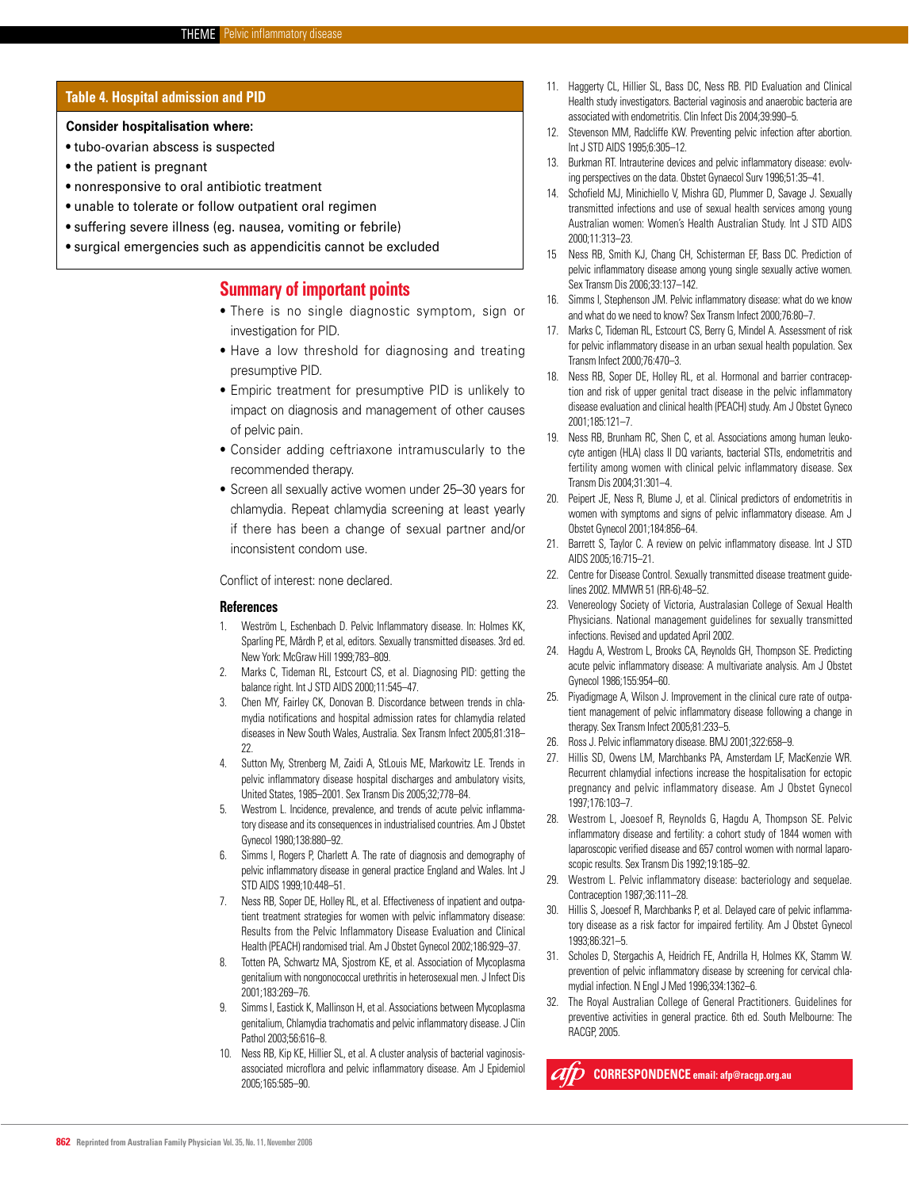## Table 4. Hospital admission and PID

**Consider hospitalisation where:**

- tubo-ovarian abscess is suspected
- the patient is pregnant
- nonresponsive to oral antibiotic treatment
- unable to tolerate or follow outpatient oral regimen
- suffering severe illness (eg. nausea, vomiting or febrile)
- surgical emergencies such as appendicitis cannot be excluded

## Summary of important points

- There is no single diagnostic symptom, sign or investigation for PID.
- Have a low threshold for diagnosing and treating presumptive PID.
- Empiric treatment for presumptive PID is unlikely to impact on diagnosis and management of other causes of pelvic pain.
- Consider adding ceftriaxone intramuscularly to the recommended therapy.
- Screen all sexually active women under 25–30 years for chlamydia. Repeat chlamydia screening at least yearly if there has been a change of sexual partner and/or inconsistent condom use.

Conflict of interest: none declared.

## References

1. Weström L, Eschenbach D. Pelvic Inflammatory disease. In: Holmes KK, Sparling PE, Mårdh P, et al, editors. Sexually transmitted diseases. 3rd ed. New York: McGraw Hill 1999;783–809.
2. Marks C, Tideman RL, Estcourt CS, et al. Diagnosing PID: getting the balance right. Int J STD AIDS 2000;11:545–47.
3. Chen MY, Fairley CK, Donovan B. Discordance between trends in chlamydia notifications and hospital admission rates for chlamydia related diseases in New South Wales, Australia. Sex Transm Infect 2005;81:318–22.
4. Sutton My, Strenberg M, Zaidi A, StLouis ME, Markowitz LE. Trends in pelvic inflammatory disease hospital discharges and ambulatory visits, United States, 1985–2001. Sex Transm Dis 2005;32;778–84.
5. Westrom L. Incidence, prevalence, and trends of acute pelvic inflammatory disease and its consequences in industrialised countries. Am J Obstet Gynecol 1980;138:880–92.
6. Simms I, Rogers P, Charlett A. The rate of diagnosis and demography of pelvic inflammatory disease in general practice England and Wales. Int J STD AIDS 1999;10:448–51.
7. Ness RB, Soper DE, Holley RL, et al. Effectiveness of inpatient and outpatient treatment strategies for women with pelvic inflammatory disease: Results from the Pelvic Inflammatory Disease Evaluation and Clinical Health (PEACH) randomised trial. Am J Obstet Gynecol 2002;186:929–37.
8. Totten PA, Schwartz MA, Sjostrom KE, et al. Association of Mycoplasma genitalium with nongonococcal urethritis in heterosexual men. J Infect Dis 2001;183:269–76.
9. Simms I, Eastick K, Mallinson H, et al. Associations between Mycoplasma genitalium, Chlamydia trachomatis and pelvic inflammatory disease. J Clin Pathol 2003;56:616–8.
10. Ness RB, Kip KE, Hillier SL, et al. A cluster analysis of bacterial vaginosis-associated microflora and pelvic inflammatory disease. Am J Epidemiol 2005;165:585–90.
11. Haggerty CL, Hillier SL, Bass DC, Ness RB. PID Evaluation and Clinical Health study investigators. Bacterial vaginosis and anaerobic bacteria are associated with endometritis. Clin Infect Dis 2004;39:990–5.
12. Stevenson MM, Radcliffe KW. Preventing pelvic infection after abortion. Int J STD AIDS 1995;6:305–12.
13. Burkman RT. Intrauterine devices and pelvic inflammatory disease: evolving perspectives on the data. Obstet Gynaecol Surv 1996;51:35–41.
14. Schofield MJ, Minichiello V, Mishra GD, Plummer D, Savage J. Sexually transmitted infections and use of sexual health services among young Australian women: Women's Health Australian Study. Int J STD AIDS 2000;11:313–23.
15. Ness RB, Smith KJ, Chang CH, Schisterman EF, Bass DC. Prediction of pelvic inflammatory disease among young single sexually active women. Sex Transm Dis 2006;33:137–142.
16. Simms I, Stephenson JM. Pelvic inflammatory disease: what do we know and what do we need to know? Sex Transm Infect 2000;76:80–7.
17. Marks C, Tideman RL, Estcourt CS, Berry G, Mindel A. Assessment of risk for pelvic inflammatory disease in an urban sexual health population. Sex Transm Infect 2000;76:470–3.
18. Ness RB, Soper DE, Holley RL, et al. Hormonal and barrier contraception and risk of upper genital tract disease in the pelvic inflammatory disease evaluation and clinical health (PEACH) study. Am J Obstet Gyneco 2001;185:121–7.
19. Ness RB, Brunham RC, Shen C, et al. Associations among human leukocyte antigen (HLA) class II DQ variants, bacterial STIs, endometritis and fertility among women with clinical pelvic inflammatory disease. Sex Transm Dis 2004;31:301–4.
20. Peipert JE, Ness R, Blume J, et al. Clinical predictors of endometritis in women with symptoms and signs of pelvic inflammatory disease. Am J Obstet Gynecol 2001;184:856–64.
21. Barrett S, Taylor C. A review on pelvic inflammatory disease. Int J STD AIDS 2005;16:715–21.
22. Centre for Disease Control. Sexually transmitted disease treatment guidelines 2002. MMWR 51 (RR-6):48–52.
23. Venereology Society of Victoria, Australasian College of Sexual Health Physicians. National management guidelines for sexually transmitted infections. Revised and updated April 2002.
24. Hagdu A, Westrom L, Brooks CA, Reynolds GH, Thompson SE. Predicting acute pelvic inflammatory disease: A multivariate analysis. Am J Obstet Gynecol 1986;155:954–60.
25. Piyadigmage A, Wilson J. Improvement in the clinical cure rate of outpatient management of pelvic inflammatory disease following a change in therapy. Sex Transm Infect 2005;81:233–5.
26. Ross J. Pelvic inflammatory disease. BMJ 2001;322:658–9.
27. Hillis SD, Owens LM, Marchbanks PA, Amsterdam LF, MacKenzie WR. Recurrent chlamydial infections increase the hospitalisation for ectopic pregnancy and pelvic inflammatory disease. Am J Obstet Gynecol 1997;176:103–7.
28. Westrom L, Joesoef R, Reynolds G, Hagdu A, Thompson SE. Pelvic inflammatory disease and fertility: a cohort study of 1844 women with laparoscopic verified disease and 657 control women with normal laparoscopic results. Sex Transm Dis 1992;19:185–92.
29. Westrom L. Pelvic inflammatory disease: bacteriology and sequelae. Contraception 1987;36:111–28.
30. Hillis S, Joesoef R, Marchbanks P, et al. Delayed care of pelvic inflammatory disease as a risk factor for impaired fertility. Am J Obstet Gynecol 1993;86:321–5.
31. Scholes D, Stergachis A, Heidrich FE, Andrilla H, Holmes KK, Stamm W. prevention of pelvic inflammatory disease by screening for cervical chlamydial infection. N Engl J Med 1996;334:1362–6.
32. The Royal Australian College of General Practitioners. Guidelines for preventive activities in general practice. 6th ed. South Melbourne: The RACGP, 2005.

**CORRESPONDENCE** email: afp@racgp.org.au